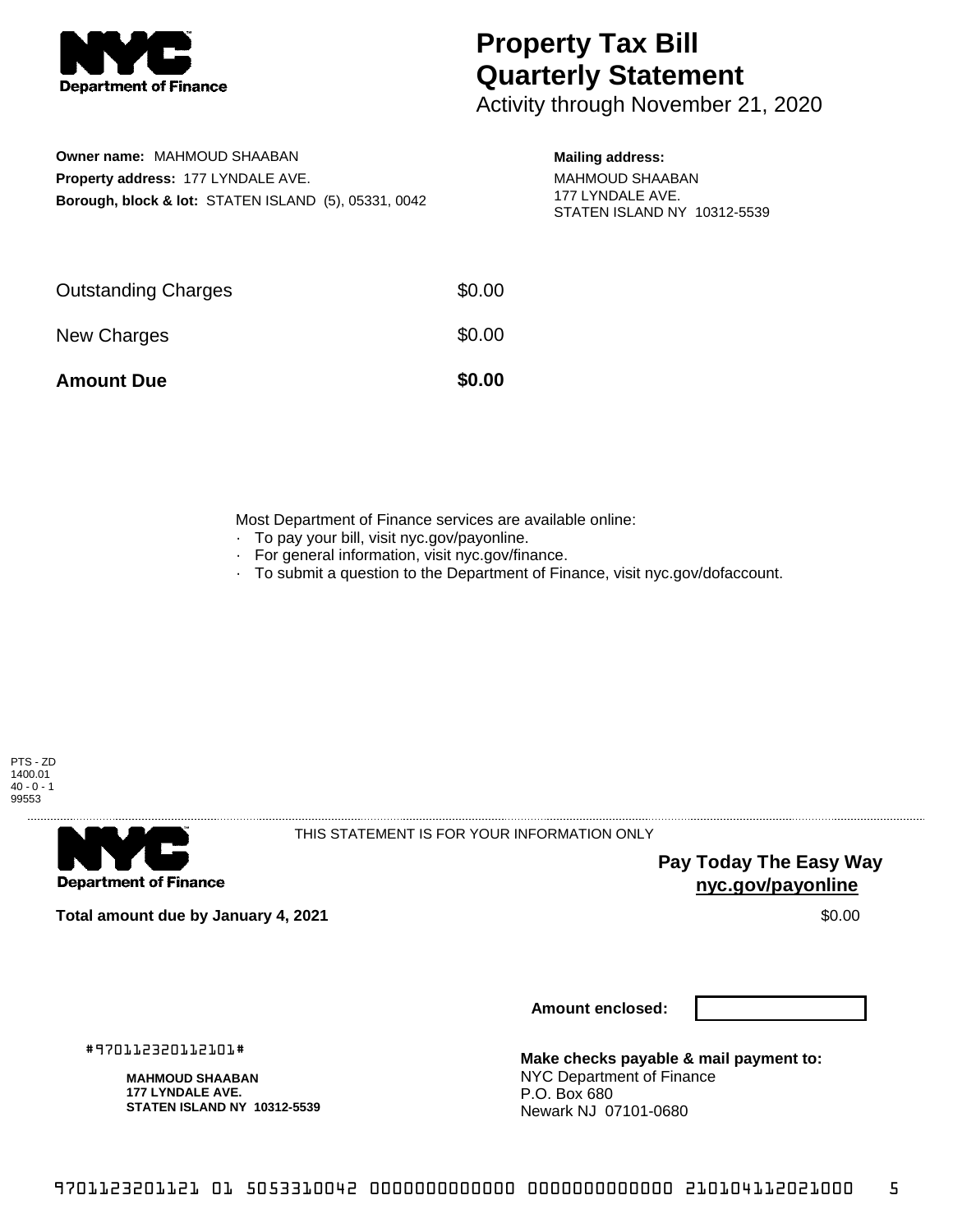# Property Tax Bill Quarterly Statement

Activity through November 21, 2020

**Owner name:** MAHMOUD SHAABAN
**Property address:** 177 LYNDALE AVE.
**Borough, block & lot:** STATEN ISLAND (5), 05331, 0042

**Mailing address:**
MAHMOUD SHAABAN
177 LYNDALE AVE.
STATEN ISLAND NY 10312-5539

| | |
|---|---|
| Outstanding Charges | $0.00 |
| New Charges | $0.00 |
| **Amount Due** | **$0.00** |

Most Department of Finance services are available online:

- To pay your bill, visit nyc.gov/payonline.
- For general information, visit nyc.gov/finance.
- To submit a question to the Department of Finance, visit nyc.gov/dofaccount.

PTS - ZD
1400.01
40 - 0 - 1
99553

THIS STATEMENT IS FOR YOUR INFORMATION ONLY

**Pay Today The Easy Way**
**nyc.gov/payonline**

**Total amount due by January 4, 2021** $0.00

**Amount enclosed:**

#970112320112101#

**MAHMOUD SHAABAN**
**177 LYNDALE AVE.**
**STATEN ISLAND NY 10312-5539**

**Make checks payable & mail payment to:**
NYC Department of Finance
P.O. Box 680
Newark NJ 07101-0680

9701123201121 01 5053310042 0000000000000 0000000000000 210104112021000 5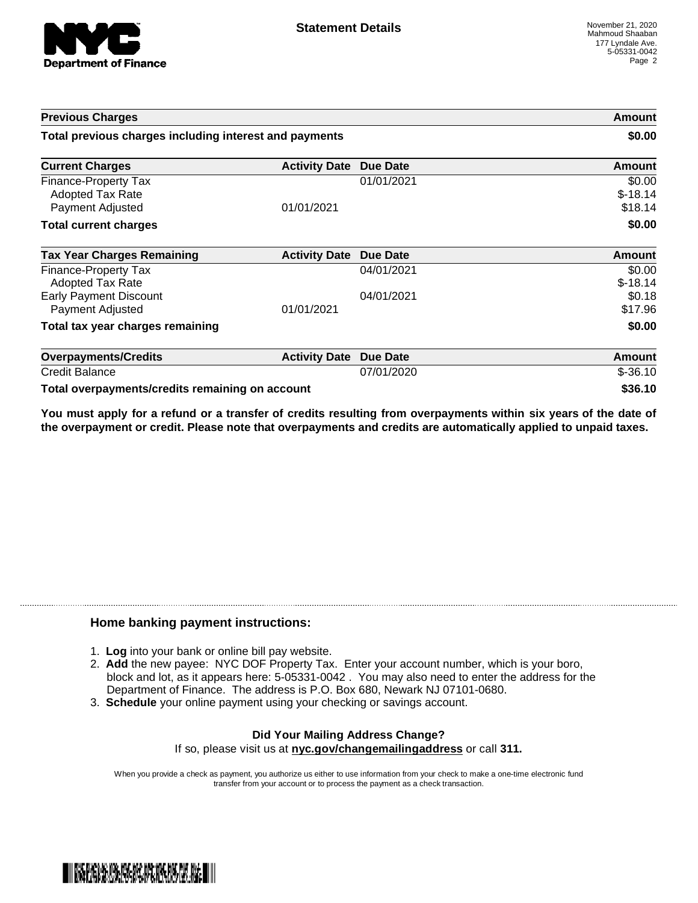**Statement Details**

November 21, 2020
Mahmoud Shaaban
177 Lyndale Ave.
5-05331-0042

| Previous Charges | | | Amount |
|---|---|---|---|
| **Total previous charges including interest and payments** | | | **$0.00** |

| Current Charges | Activity Date | Due Date | Amount |
|---|---|---|---|
| Finance-Property Tax | | 01/01/2021 | $0.00 |
| Adopted Tax Rate | | | $-18.14 |
| Payment Adjusted | 01/01/2021 | | $18.14 |
| **Total current charges** | | | **$0.00** |

| Tax Year Charges Remaining | Activity Date | Due Date | Amount |
|---|---|---|---|
| Finance-Property Tax | | 04/01/2021 | $0.00 |
| Adopted Tax Rate | | | $-18.14 |
| Early Payment Discount | | 04/01/2021 | $0.18 |
| Payment Adjusted | 01/01/2021 | | $17.96 |
| **Total tax year charges remaining** | | | **$0.00** |

| Overpayments/Credits | Activity Date | Due Date | Amount |
|---|---|---|---|
| Credit Balance | | 07/01/2020 | $-36.10 |
| **Total overpayments/credits remaining on account** | | | **$36.10** |

**You must apply for a refund or a transfer of credits resulting from overpayments within six years of the date of the overpayment or credit. Please note that overpayments and credits are automatically applied to unpaid taxes.**

### Home banking payment instructions:

1. **Log** into your bank or online bill pay website.
2. **Add** the new payee: NYC DOF Property Tax. Enter your account number, which is your boro, block and lot, as it appears here: 5-05331-0042 . You may also need to enter the address for the Department of Finance. The address is P.O. Box 680, Newark NJ 07101-0680.
3. **Schedule** your online payment using your checking or savings account.

**Did Your Mailing Address Change?**

If so, please visit us at **nyc.gov/changemailingaddress** or call **311.**

When you provide a check as payment, you authorize us either to use information from your check to make a one-time electronic fund transfer from your account or to process the payment as a check transaction.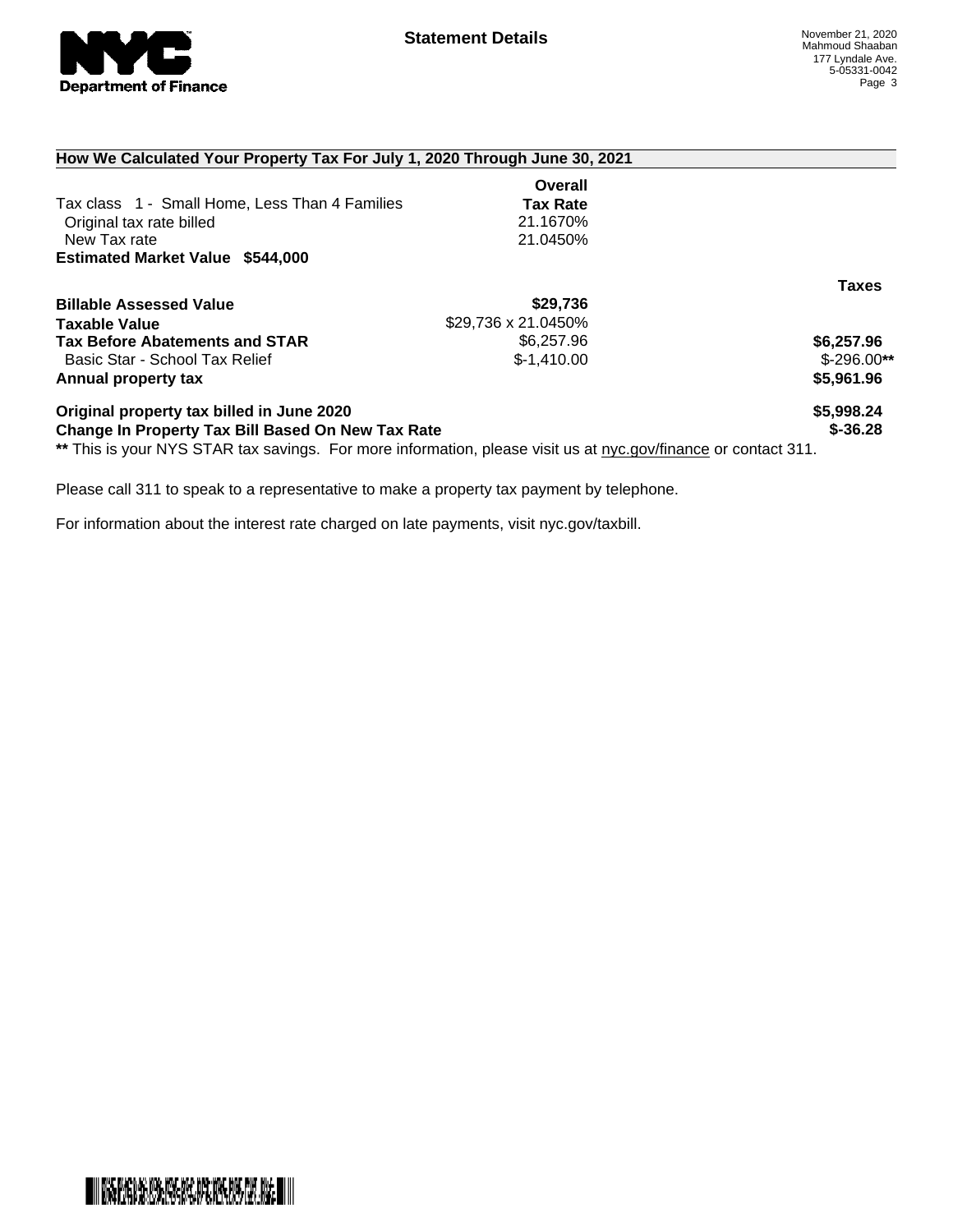**Statement Details**

November 21, 2020
Mahmoud Shaaban
177 Lyndale Ave.
5-05331-0042

## How We Calculated Your Property Tax For July 1, 2020 Through June 30, 2021

| | Overall Tax Rate | |
|---|---|---|
| Tax class 1 - Small Home, Less Than 4 Families | | |
| Original tax rate billed | 21.1670% | |
| New Tax rate | 21.0450% | |
| **Estimated Market Value $544,000** | | |
| | | **Taxes** |
| **Billable Assessed Value** | **$29,736** | |
| **Taxable Value** | $29,736 x 21.0450% | |
| **Tax Before Abatements and STAR** | $6,257.96 | **$6,257.96** |
| Basic Star - School Tax Relief | $-1,410.00 | $-296.00** |
| **Annual property tax** | | **$5,961.96** |
| **Original property tax billed in June 2020** | | **$5,998.24** |
| **Change In Property Tax Bill Based On New Tax Rate** | | **$-36.28** |

** This is your NYS STAR tax savings. For more information, please visit us at nyc.gov/finance or contact 311.

Please call 311 to speak to a representative to make a property tax payment by telephone.

For information about the interest rate charged on late payments, visit nyc.gov/taxbill.